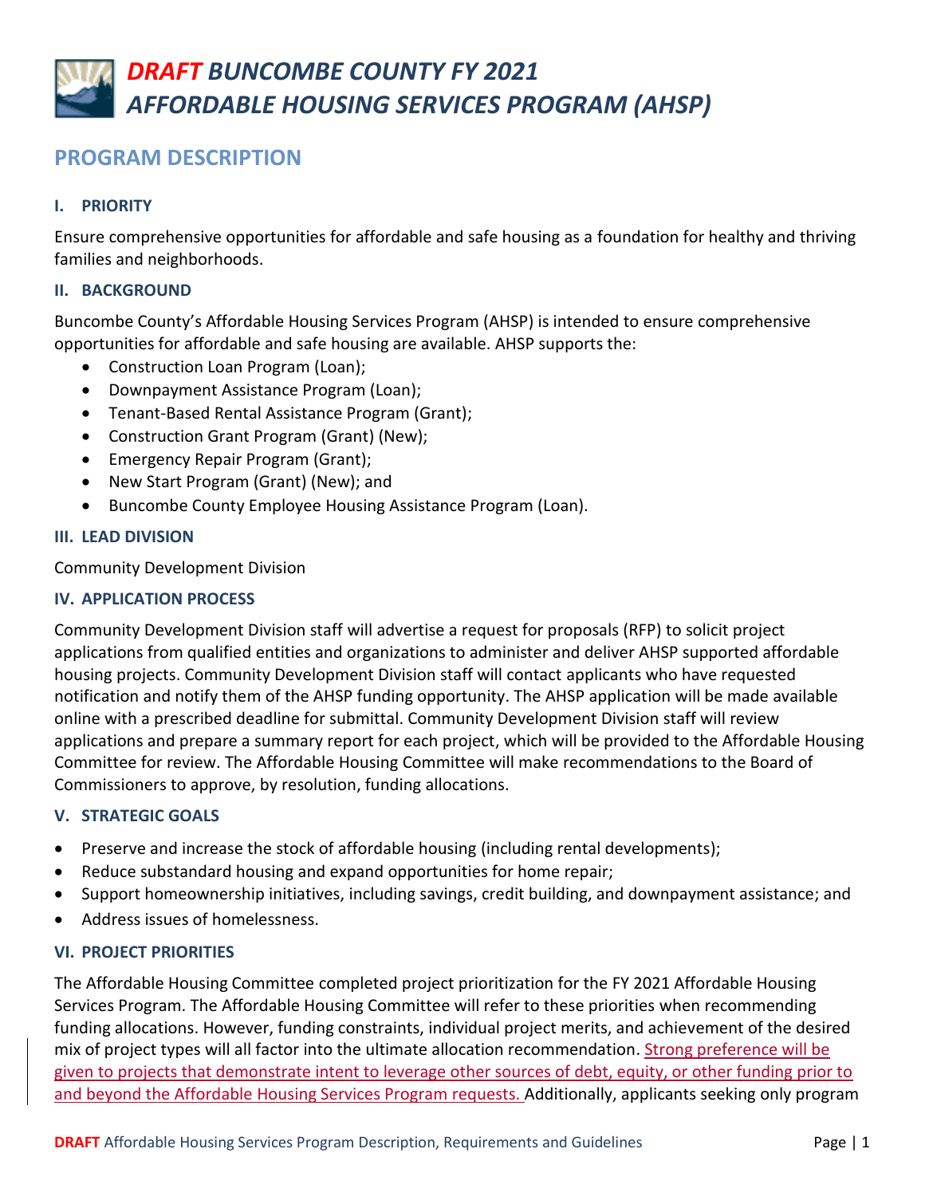# *DRAFT BUNCOMBE COUNTY FY 2021 AFFORDABLE HOUSING SERVICES PROGRAM (AHSP)*

## PROGRAM DESCRIPTION

### I. PRIORITY

Ensure comprehensive opportunities for affordable and safe housing as a foundation for healthy and thriving families and neighborhoods.

### II. BACKGROUND

Buncombe County's Affordable Housing Services Program (AHSP) is intended to ensure comprehensive opportunities for affordable and safe housing are available. AHSP supports the:

- Construction Loan Program (Loan);
- Downpayment Assistance Program (Loan);
- Tenant-Based Rental Assistance Program (Grant);
- Construction Grant Program (Grant) (New);
- Emergency Repair Program (Grant);
- New Start Program (Grant) (New); and
- Buncombe County Employee Housing Assistance Program (Loan).

### III. LEAD DIVISION

Community Development Division

### IV. APPLICATION PROCESS

Community Development Division staff will advertise a request for proposals (RFP) to solicit project applications from qualified entities and organizations to administer and deliver AHSP supported affordable housing projects. Community Development Division staff will contact applicants who have requested notification and notify them of the AHSP funding opportunity. The AHSP application will be made available online with a prescribed deadline for submittal. Community Development Division staff will review applications and prepare a summary report for each project, which will be provided to the Affordable Housing Committee for review. The Affordable Housing Committee will make recommendations to the Board of Commissioners to approve, by resolution, funding allocations.

### V. STRATEGIC GOALS

- Preserve and increase the stock of affordable housing (including rental developments);
- Reduce substandard housing and expand opportunities for home repair;
- Support homeownership initiatives, including savings, credit building, and downpayment assistance; and
- Address issues of homelessness.

### VI. PROJECT PRIORITIES

The Affordable Housing Committee completed project prioritization for the FY 2021 Affordable Housing Services Program. The Affordable Housing Committee will refer to these priorities when recommending funding allocations. However, funding constraints, individual project merits, and achievement of the desired mix of project types will all factor into the ultimate allocation recommendation. Strong preference will be given to projects that demonstrate intent to leverage other sources of debt, equity, or other funding prior to and beyond the Affordable Housing Services Program requests. Additionally, applicants seeking only program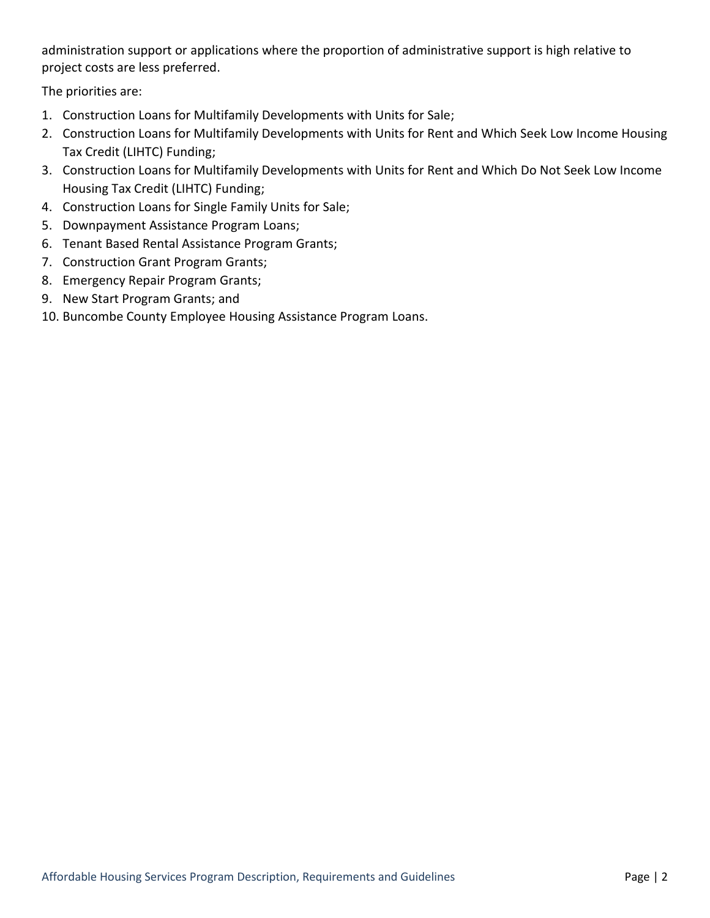administration support or applications where the proportion of administrative support is high relative to project costs are less preferred.

The priorities are:

1. Construction Loans for Multifamily Developments with Units for Sale;
2. Construction Loans for Multifamily Developments with Units for Rent and Which Seek Low Income Housing Tax Credit (LIHTC) Funding;
3. Construction Loans for Multifamily Developments with Units for Rent and Which Do Not Seek Low Income Housing Tax Credit (LIHTC) Funding;
4. Construction Loans for Single Family Units for Sale;
5. Downpayment Assistance Program Loans;
6. Tenant Based Rental Assistance Program Grants;
7. Construction Grant Program Grants;
8. Emergency Repair Program Grants;
9. New Start Program Grants; and
10. Buncombe County Employee Housing Assistance Program Loans.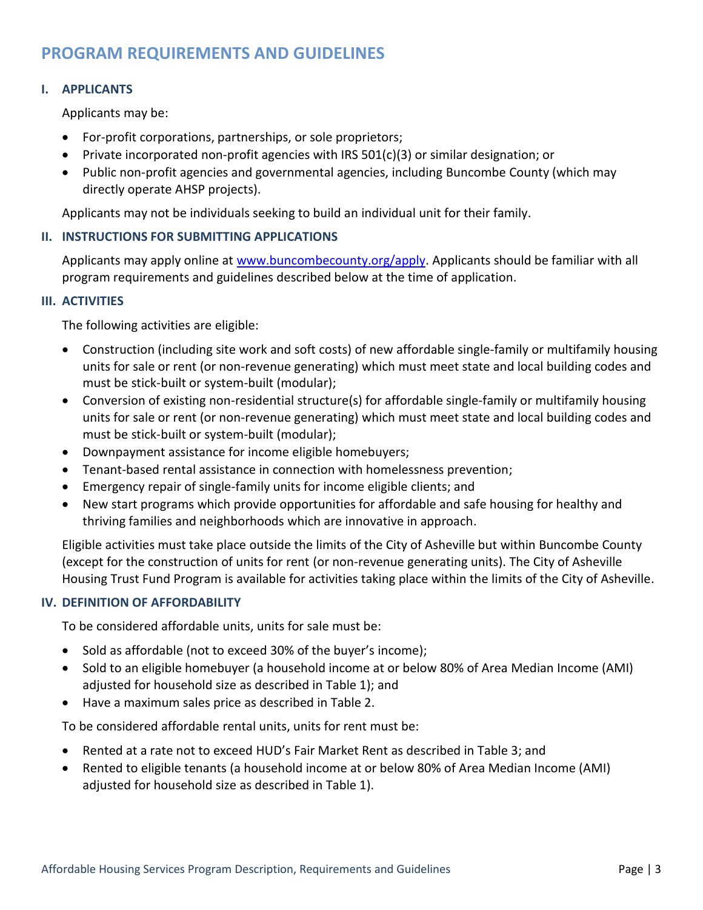## PROGRAM REQUIREMENTS AND GUIDELINES

### I. APPLICANTS

Applicants may be:

- For-profit corporations, partnerships, or sole proprietors;
- Private incorporated non-profit agencies with IRS 501(c)(3) or similar designation; or
- Public non-profit agencies and governmental agencies, including Buncombe County (which may directly operate AHSP projects).

Applicants may not be individuals seeking to build an individual unit for their family.

### II. INSTRUCTIONS FOR SUBMITTING APPLICATIONS

Applicants may apply online at [www.buncombecounty.org/apply](www.buncombecounty.org/apply). Applicants should be familiar with all program requirements and guidelines described below at the time of application.

### III. ACTIVITIES

The following activities are eligible:

- Construction (including site work and soft costs) of new affordable single-family or multifamily housing units for sale or rent (or non-revenue generating) which must meet state and local building codes and must be stick-built or system-built (modular);
- Conversion of existing non-residential structure(s) for affordable single-family or multifamily housing units for sale or rent (or non-revenue generating) which must meet state and local building codes and must be stick-built or system-built (modular);
- Downpayment assistance for income eligible homebuyers;
- Tenant-based rental assistance in connection with homelessness prevention;
- Emergency repair of single-family units for income eligible clients; and
- New start programs which provide opportunities for affordable and safe housing for healthy and thriving families and neighborhoods which are innovative in approach.

Eligible activities must take place outside the limits of the City of Asheville but within Buncombe County (except for the construction of units for rent (or non-revenue generating units). The City of Asheville Housing Trust Fund Program is available for activities taking place within the limits of the City of Asheville.

### IV. DEFINITION OF AFFORDABILITY

To be considered affordable units, units for sale must be:

- Sold as affordable (not to exceed 30% of the buyer's income);
- Sold to an eligible homebuyer (a household income at or below 80% of Area Median Income (AMI) adjusted for household size as described in Table 1); and
- Have a maximum sales price as described in Table 2.

To be considered affordable rental units, units for rent must be:

- Rented at a rate not to exceed HUD's Fair Market Rent as described in Table 3; and
- Rented to eligible tenants (a household income at or below 80% of Area Median Income (AMI) adjusted for household size as described in Table 1).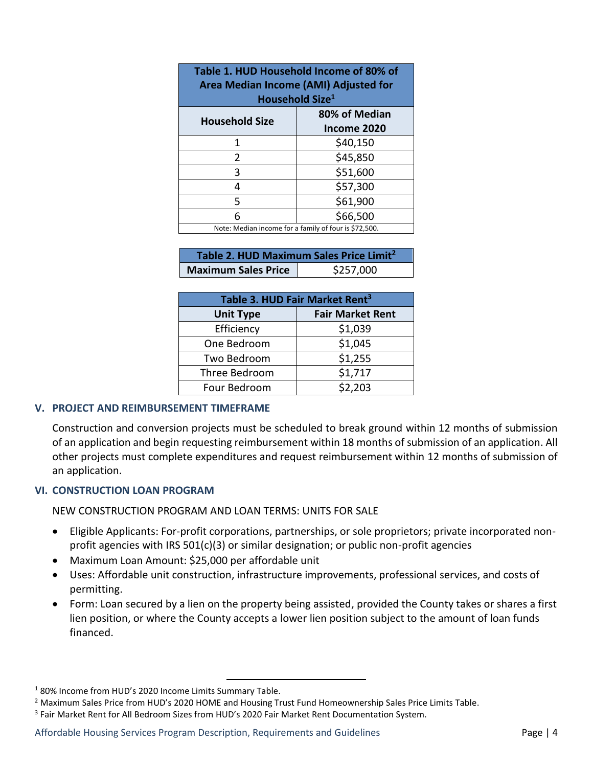| Table 1. HUD Household Income of 80% of Area Median Income (AMI) Adjusted for Household Size[1] | |
|---|---|
| **Household Size** | **80% of Median Income 2020** |
| 1 | $40,150 |
| 2 | $45,850 |
| 3 | $51,600 |
| 4 | $57,300 |
| 5 | $61,900 |
| 6 | $66,500 |

Note: Median income for a family of four is $72,500.

| Table 2. HUD Maximum Sales Price Limit[2] | |
|---|---|
| **Maximum Sales Price** | $257,000 |

| Table 3. HUD Fair Market Rent[3] | |
|---|---|
| **Unit Type** | **Fair Market Rent** |
| Efficiency | $1,039 |
| One Bedroom | $1,045 |
| Two Bedroom | $1,255 |
| Three Bedroom | $1,717 |
| Four Bedroom | $2,203 |

## V. PROJECT AND REIMBURSEMENT TIMEFRAME

Construction and conversion projects must be scheduled to break ground within 12 months of submission of an application and begin requesting reimbursement within 18 months of submission of an application. All other projects must complete expenditures and request reimbursement within 12 months of submission of an application.

## VI. CONSTRUCTION LOAN PROGRAM

NEW CONSTRUCTION PROGRAM AND LOAN TERMS: UNITS FOR SALE

- Eligible Applicants: For-profit corporations, partnerships, or sole proprietors; private incorporated non-profit agencies with IRS 501(c)(3) or similar designation; or public non-profit agencies
- Maximum Loan Amount: $25,000 per affordable unit
- Uses: Affordable unit construction, infrastructure improvements, professional services, and costs of permitting.
- Form: Loan secured by a lien on the property being assisted, provided the County takes or shares a first lien position, or where the County accepts a lower lien position subject to the amount of loan funds financed.

---

[1] 80% Income from HUD's 2020 Income Limits Summary Table.

[2] Maximum Sales Price from HUD's 2020 HOME and Housing Trust Fund Homeownership Sales Price Limits Table.

[3] Fair Market Rent for All Bedroom Sizes from HUD's 2020 Fair Market Rent Documentation System.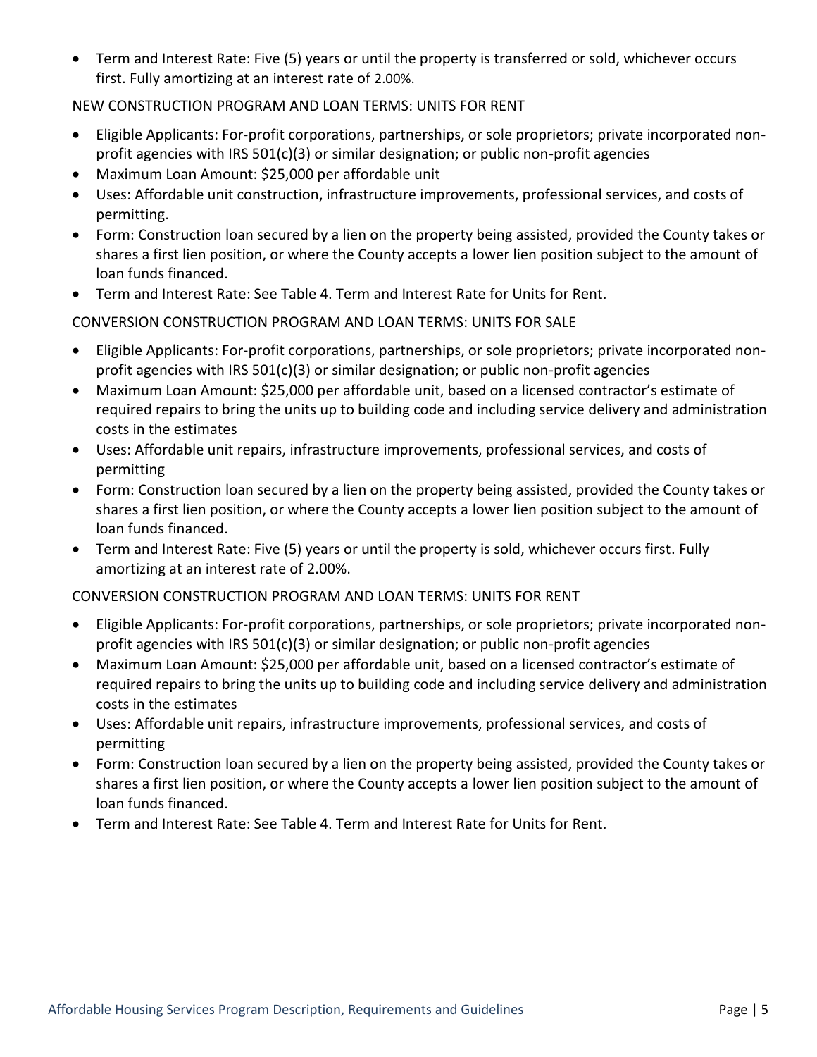- Term and Interest Rate: Five (5) years or until the property is transferred or sold, whichever occurs first. Fully amortizing at an interest rate of 2.00%.

NEW CONSTRUCTION PROGRAM AND LOAN TERMS: UNITS FOR RENT

- Eligible Applicants: For-profit corporations, partnerships, or sole proprietors; private incorporated non-profit agencies with IRS 501(c)(3) or similar designation; or public non-profit agencies
- Maximum Loan Amount: $25,000 per affordable unit
- Uses: Affordable unit construction, infrastructure improvements, professional services, and costs of permitting.
- Form: Construction loan secured by a lien on the property being assisted, provided the County takes or shares a first lien position, or where the County accepts a lower lien position subject to the amount of loan funds financed.
- Term and Interest Rate: See Table 4. Term and Interest Rate for Units for Rent.

CONVERSION CONSTRUCTION PROGRAM AND LOAN TERMS: UNITS FOR SALE

- Eligible Applicants: For-profit corporations, partnerships, or sole proprietors; private incorporated non-profit agencies with IRS 501(c)(3) or similar designation; or public non-profit agencies
- Maximum Loan Amount: $25,000 per affordable unit, based on a licensed contractor's estimate of required repairs to bring the units up to building code and including service delivery and administration costs in the estimates
- Uses: Affordable unit repairs, infrastructure improvements, professional services, and costs of permitting
- Form: Construction loan secured by a lien on the property being assisted, provided the County takes or shares a first lien position, or where the County accepts a lower lien position subject to the amount of loan funds financed.
- Term and Interest Rate: Five (5) years or until the property is sold, whichever occurs first. Fully amortizing at an interest rate of 2.00%.

CONVERSION CONSTRUCTION PROGRAM AND LOAN TERMS: UNITS FOR RENT

- Eligible Applicants: For-profit corporations, partnerships, or sole proprietors; private incorporated non-profit agencies with IRS 501(c)(3) or similar designation; or public non-profit agencies
- Maximum Loan Amount: $25,000 per affordable unit, based on a licensed contractor's estimate of required repairs to bring the units up to building code and including service delivery and administration costs in the estimates
- Uses: Affordable unit repairs, infrastructure improvements, professional services, and costs of permitting
- Form: Construction loan secured by a lien on the property being assisted, provided the County takes or shares a first lien position, or where the County accepts a lower lien position subject to the amount of loan funds financed.
- Term and Interest Rate: See Table 4. Term and Interest Rate for Units for Rent.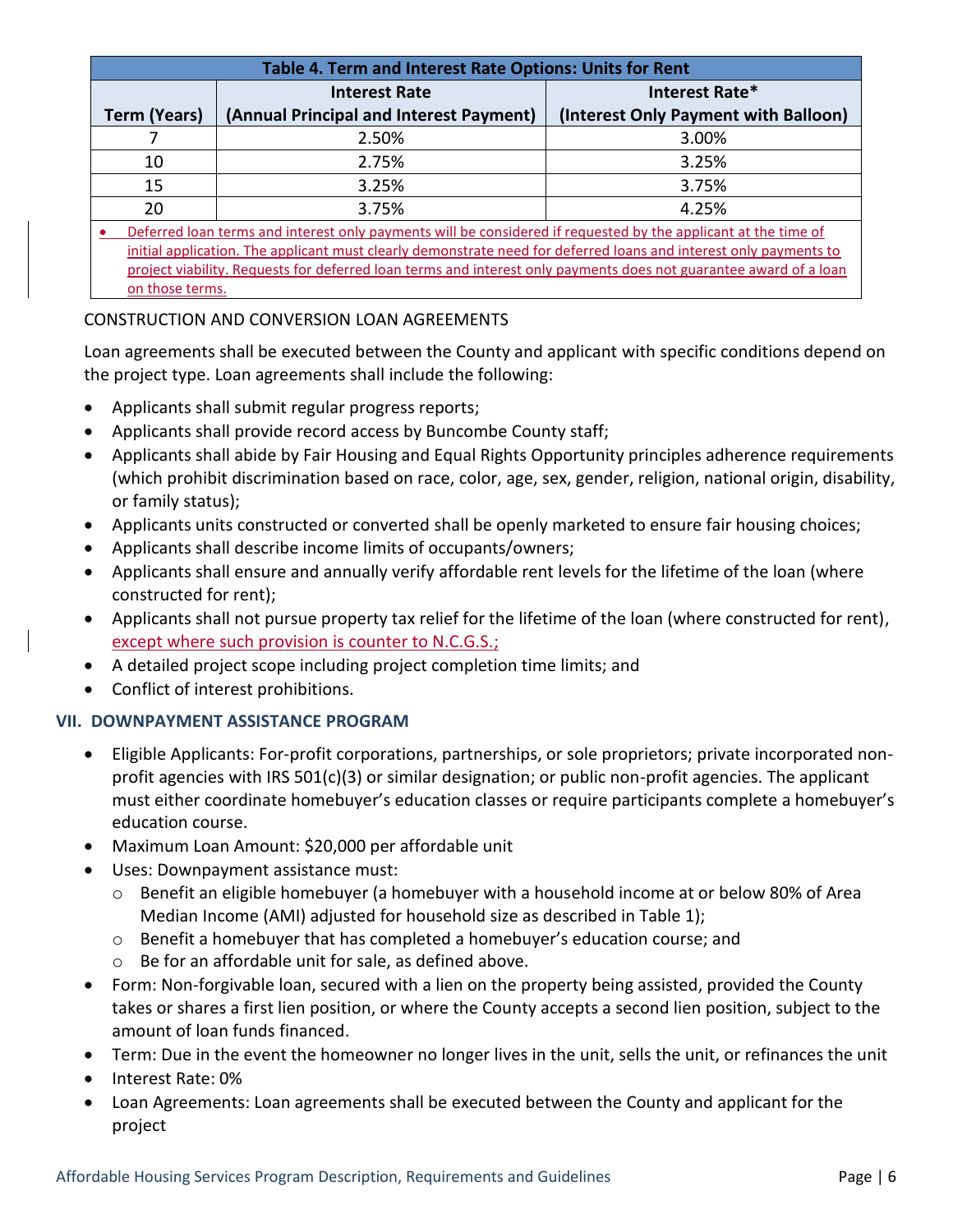| Table 4. Term and Interest Rate Options: Units for Rent | | |
|---|---|---|
| Term (Years) | Interest Rate (Annual Principal and Interest Payment) | Interest Rate* (Interest Only Payment with Balloon) |
| 7 | 2.50% | 3.00% |
| 10 | 2.75% | 3.25% |
| 15 | 3.25% | 3.75% |
| 20 | 3.75% | 4.25% |

- Deferred loan terms and interest only payments will be considered if requested by the applicant at the time of initial application. The applicant must clearly demonstrate need for deferred loans and interest only payments to project viability. Requests for deferred loan terms and interest only payments does not guarantee award of a loan on those terms.

CONSTRUCTION AND CONVERSION LOAN AGREEMENTS

Loan agreements shall be executed between the County and applicant with specific conditions depend on the project type. Loan agreements shall include the following:

- Applicants shall submit regular progress reports;
- Applicants shall provide record access by Buncombe County staff;
- Applicants shall abide by Fair Housing and Equal Rights Opportunity principles adherence requirements (which prohibit discrimination based on race, color, age, sex, gender, religion, national origin, disability, or family status);
- Applicants units constructed or converted shall be openly marketed to ensure fair housing choices;
- Applicants shall describe income limits of occupants/owners;
- Applicants shall ensure and annually verify affordable rent levels for the lifetime of the loan (where constructed for rent);
- Applicants shall not pursue property tax relief for the lifetime of the loan (where constructed for rent), except where such provision is counter to N.C.G.S.;
- A detailed project scope including project completion time limits; and
- Conflict of interest prohibitions.

## VII. DOWNPAYMENT ASSISTANCE PROGRAM

- Eligible Applicants: For-profit corporations, partnerships, or sole proprietors; private incorporated non-profit agencies with IRS 501(c)(3) or similar designation; or public non-profit agencies. The applicant must either coordinate homebuyer's education classes or require participants complete a homebuyer's education course.
- Maximum Loan Amount: $20,000 per affordable unit
- Uses: Downpayment assistance must:
  - Benefit an eligible homebuyer (a homebuyer with a household income at or below 80% of Area Median Income (AMI) adjusted for household size as described in Table 1);
  - Benefit a homebuyer that has completed a homebuyer's education course; and
  - Be for an affordable unit for sale, as defined above.
- Form: Non-forgivable loan, secured with a lien on the property being assisted, provided the County takes or shares a first lien position, or where the County accepts a second lien position, subject to the amount of loan funds financed.
- Term: Due in the event the homeowner no longer lives in the unit, sells the unit, or refinances the unit
- Interest Rate: 0%
- Loan Agreements: Loan agreements shall be executed between the County and applicant for the project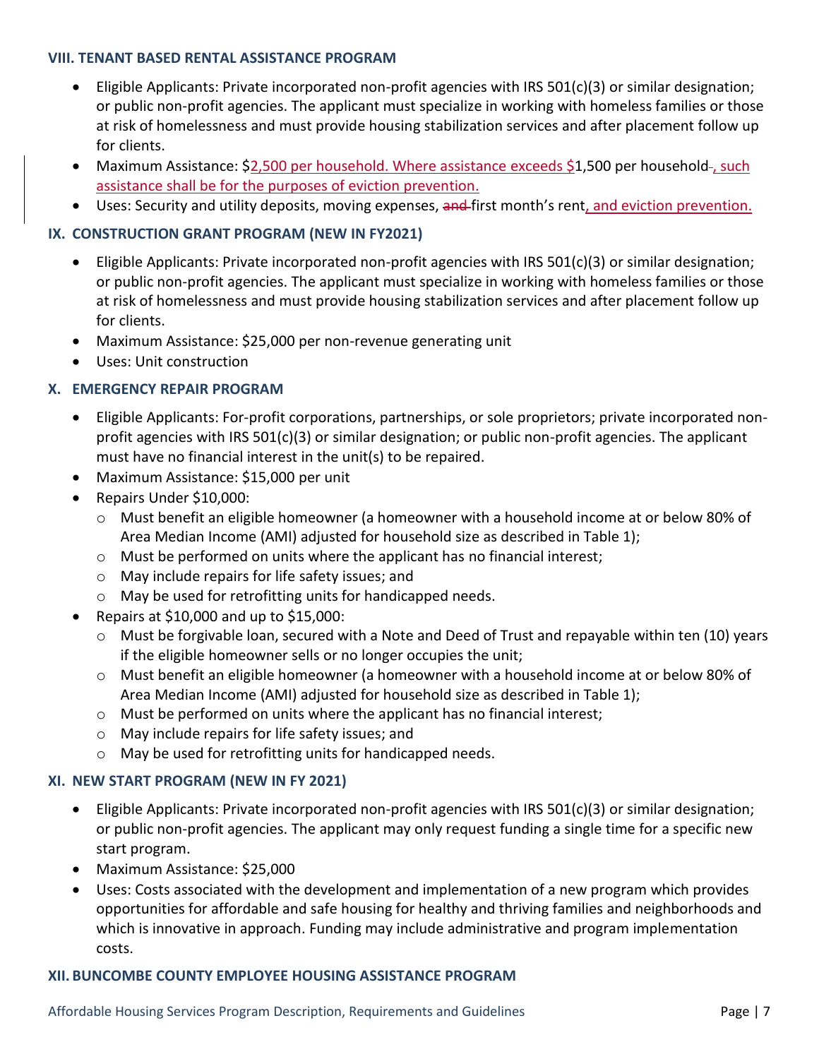### VIII. TENANT BASED RENTAL ASSISTANCE PROGRAM

- Eligible Applicants: Private incorporated non-profit agencies with IRS 501(c)(3) or similar designation; or public non-profit agencies. The applicant must specialize in working with homeless families or those at risk of homelessness and must provide housing stabilization services and after placement follow up for clients.
- Maximum Assistance: $2,500 per household. Where assistance exceeds $1,500 per household~~.~~, such assistance shall be for the purposes of eviction prevention.
- Uses: Security and utility deposits, moving expenses, ~~and~~ first month's rent, and eviction prevention.

### IX. CONSTRUCTION GRANT PROGRAM (NEW IN FY2021)

- Eligible Applicants: Private incorporated non-profit agencies with IRS 501(c)(3) or similar designation; or public non-profit agencies. The applicant must specialize in working with homeless families or those at risk of homelessness and must provide housing stabilization services and after placement follow up for clients.
- Maximum Assistance: $25,000 per non-revenue generating unit
- Uses: Unit construction

### X. EMERGENCY REPAIR PROGRAM

- Eligible Applicants: For-profit corporations, partnerships, or sole proprietors; private incorporated non-profit agencies with IRS 501(c)(3) or similar designation; or public non-profit agencies. The applicant must have no financial interest in the unit(s) to be repaired.
- Maximum Assistance: $15,000 per unit
- Repairs Under $10,000:
  - Must benefit an eligible homeowner (a homeowner with a household income at or below 80% of Area Median Income (AMI) adjusted for household size as described in Table 1);
  - Must be performed on units where the applicant has no financial interest;
  - May include repairs for life safety issues; and
  - May be used for retrofitting units for handicapped needs.
- Repairs at $10,000 and up to $15,000:
  - Must be forgivable loan, secured with a Note and Deed of Trust and repayable within ten (10) years if the eligible homeowner sells or no longer occupies the unit;
  - Must benefit an eligible homeowner (a homeowner with a household income at or below 80% of Area Median Income (AMI) adjusted for household size as described in Table 1);
  - Must be performed on units where the applicant has no financial interest;
  - May include repairs for life safety issues; and
  - May be used for retrofitting units for handicapped needs.

### XI. NEW START PROGRAM (NEW IN FY 2021)

- Eligible Applicants: Private incorporated non-profit agencies with IRS 501(c)(3) or similar designation; or public non-profit agencies. The applicant may only request funding a single time for a specific new start program.
- Maximum Assistance: $25,000
- Uses: Costs associated with the development and implementation of a new program which provides opportunities for affordable and safe housing for healthy and thriving families and neighborhoods and which is innovative in approach. Funding may include administrative and program implementation costs.

### XII. BUNCOMBE COUNTY EMPLOYEE HOUSING ASSISTANCE PROGRAM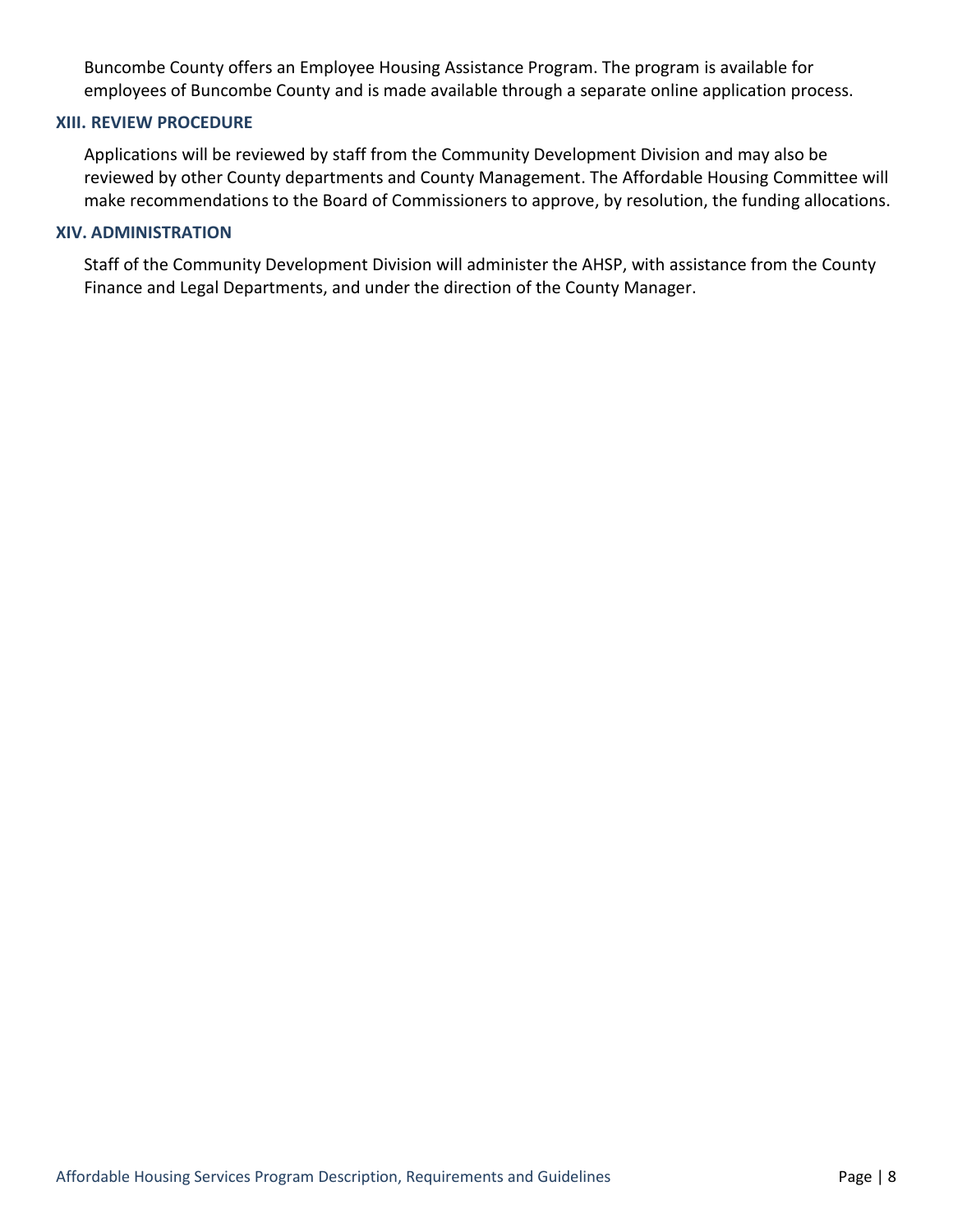Buncombe County offers an Employee Housing Assistance Program. The program is available for employees of Buncombe County and is made available through a separate online application process.

### XIII. REVIEW PROCEDURE

Applications will be reviewed by staff from the Community Development Division and may also be reviewed by other County departments and County Management. The Affordable Housing Committee will make recommendations to the Board of Commissioners to approve, by resolution, the funding allocations.

### XIV. ADMINISTRATION

Staff of the Community Development Division will administer the AHSP, with assistance from the County Finance and Legal Departments, and under the direction of the County Manager.